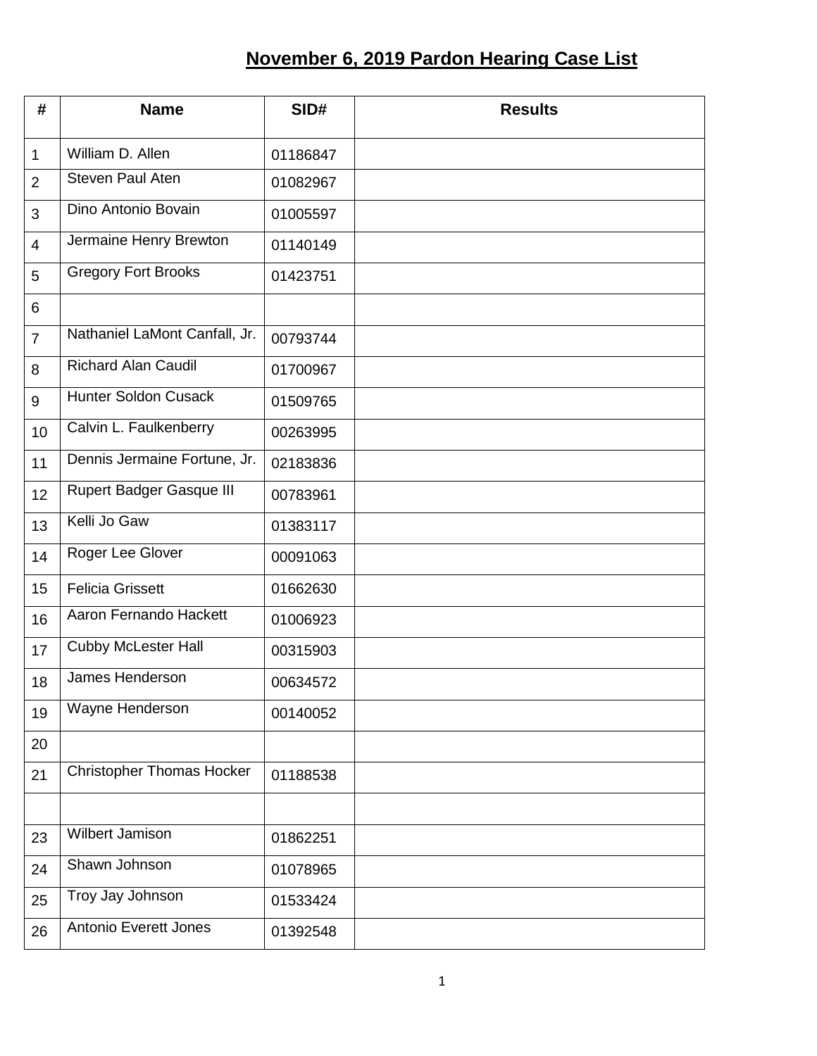# November 6, 2019 Pardon Hearing Case List

| # | Name | SID# | Results |
|---|---|---|---|
| 1 | William D. Allen | 01186847 | |
| 2 | Steven Paul Aten | 01082967 | |
| 3 | Dino Antonio Bovain | 01005597 | |
| 4 | Jermaine Henry Brewton | 01140149 | |
| 5 | Gregory Fort Brooks | 01423751 | |
| 6 | | | |
| 7 | Nathaniel LaMont Canfall, Jr. | 00793744 | |
| 8 | Richard Alan Caudil | 01700967 | |
| 9 | Hunter Soldon Cusack | 01509765 | |
| 10 | Calvin L. Faulkenberry | 00263995 | |
| 11 | Dennis Jermaine Fortune, Jr. | 02183836 | |
| 12 | Rupert Badger Gasque III | 00783961 | |
| 13 | Kelli Jo Gaw | 01383117 | |
| 14 | Roger Lee Glover | 00091063 | |
| 15 | Felicia Grissett | 01662630 | |
| 16 | Aaron Fernando Hackett | 01006923 | |
| 17 | Cubby McLester Hall | 00315903 | |
| 18 | James Henderson | 00634572 | |
| 19 | Wayne Henderson | 00140052 | |
| 20 | | | |
| 21 | Christopher Thomas Hocker | 01188538 | |
| | | | |
| 23 | Wilbert Jamison | 01862251 | |
| 24 | Shawn Johnson | 01078965 | |
| 25 | Troy Jay Johnson | 01533424 | |
| 26 | Antonio Everett Jones | 01392548 | |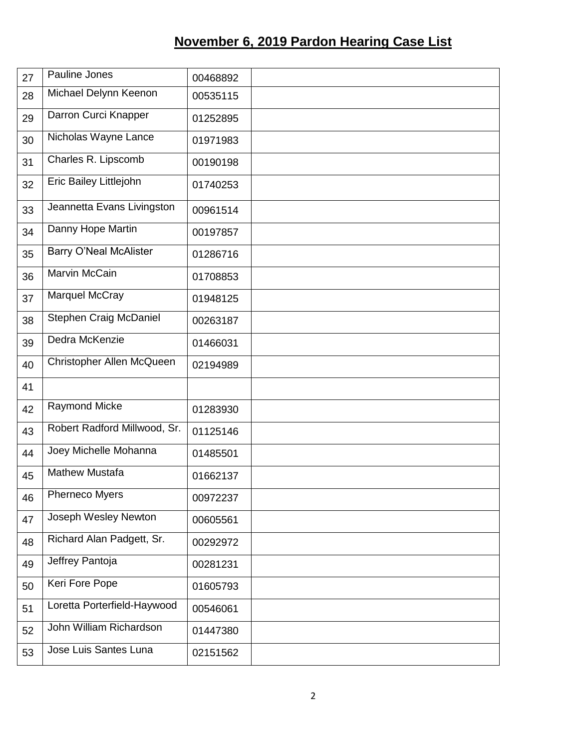# November 6, 2019 Pardon Hearing Case List

| | | | |
|---|---|---|---|
| 27 | Pauline Jones | 00468892 | |
| 28 | Michael Delynn Keenon | 00535115 | |
| 29 | Darron Curci Knapper | 01252895 | |
| 30 | Nicholas Wayne Lance | 01971983 | |
| 31 | Charles R. Lipscomb | 00190198 | |
| 32 | Eric Bailey Littlejohn | 01740253 | |
| 33 | Jeannetta Evans Livingston | 00961514 | |
| 34 | Danny Hope Martin | 00197857 | |
| 35 | Barry O'Neal McAlister | 01286716 | |
| 36 | Marvin McCain | 01708853 | |
| 37 | Marquel McCray | 01948125 | |
| 38 | Stephen Craig McDaniel | 00263187 | |
| 39 | Dedra McKenzie | 01466031 | |
| 40 | Christopher Allen McQueen | 02194989 | |
| 41 | | | |
| 42 | Raymond Micke | 01283930 | |
| 43 | Robert Radford Millwood, Sr. | 01125146 | |
| 44 | Joey Michelle Mohanna | 01485501 | |
| 45 | Mathew Mustafa | 01662137 | |
| 46 | Pherneco Myers | 00972237 | |
| 47 | Joseph Wesley Newton | 00605561 | |
| 48 | Richard Alan Padgett, Sr. | 00292972 | |
| 49 | Jeffrey Pantoja | 00281231 | |
| 50 | Keri Fore Pope | 01605793 | |
| 51 | Loretta Porterfield-Haywood | 00546061 | |
| 52 | John William Richardson | 01447380 | |
| 53 | Jose Luis Santes Luna | 02151562 | |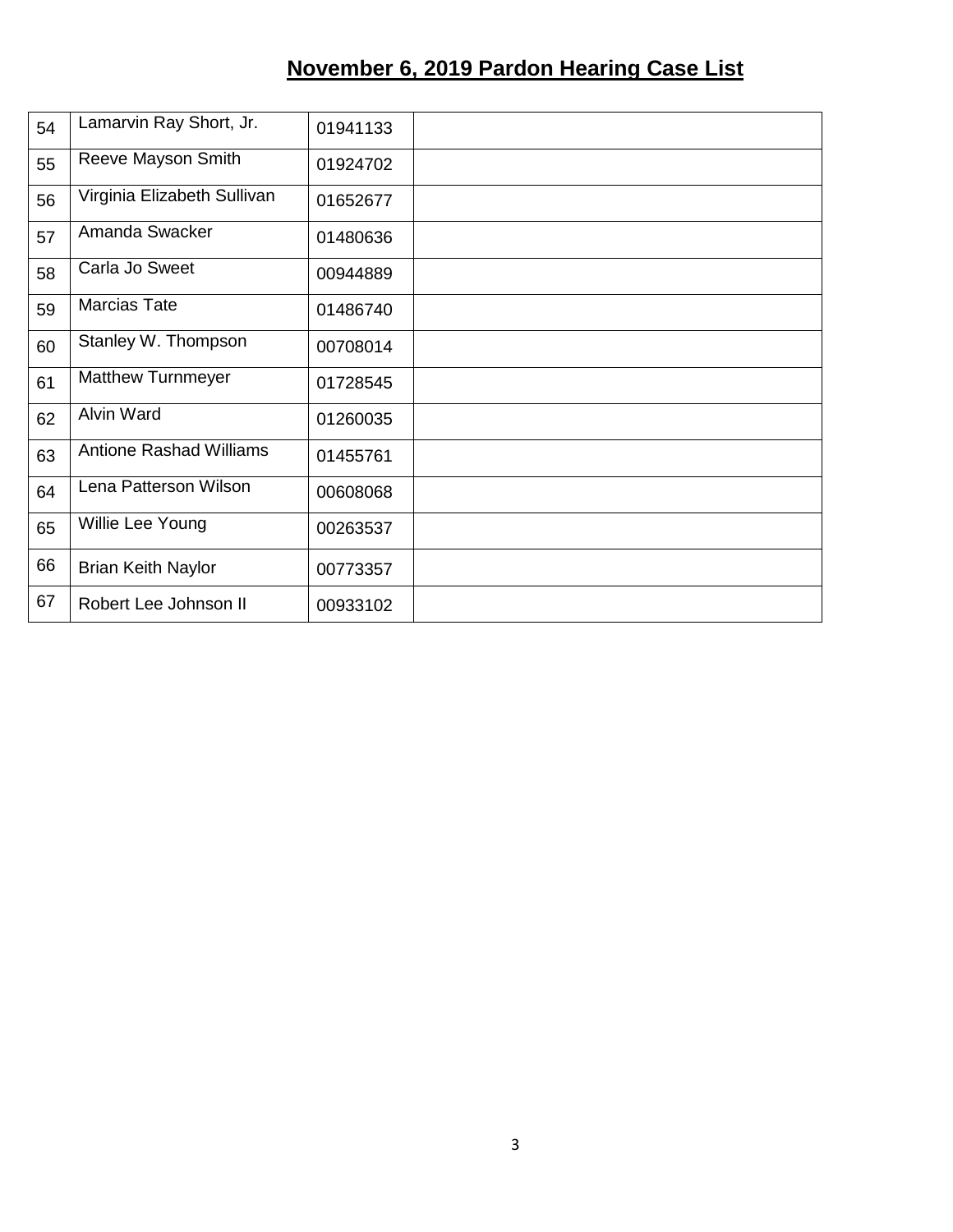## November 6, 2019 Pardon Hearing Case List

| | | | |
|---|---|---|---|
| 54 | Lamarvin Ray Short, Jr. | 01941133 | |
| 55 | Reeve Mayson Smith | 01924702 | |
| 56 | Virginia Elizabeth Sullivan | 01652677 | |
| 57 | Amanda Swacker | 01480636 | |
| 58 | Carla Jo Sweet | 00944889 | |
| 59 | Marcias Tate | 01486740 | |
| 60 | Stanley W. Thompson | 00708014 | |
| 61 | Matthew Turnmeyer | 01728545 | |
| 62 | Alvin Ward | 01260035 | |
| 63 | Antione Rashad Williams | 01455761 | |
| 64 | Lena Patterson Wilson | 00608068 | |
| 65 | Willie Lee Young | 00263537 | |
| 66 | Brian Keith Naylor | 00773357 | |
| 67 | Robert Lee Johnson II | 00933102 | |